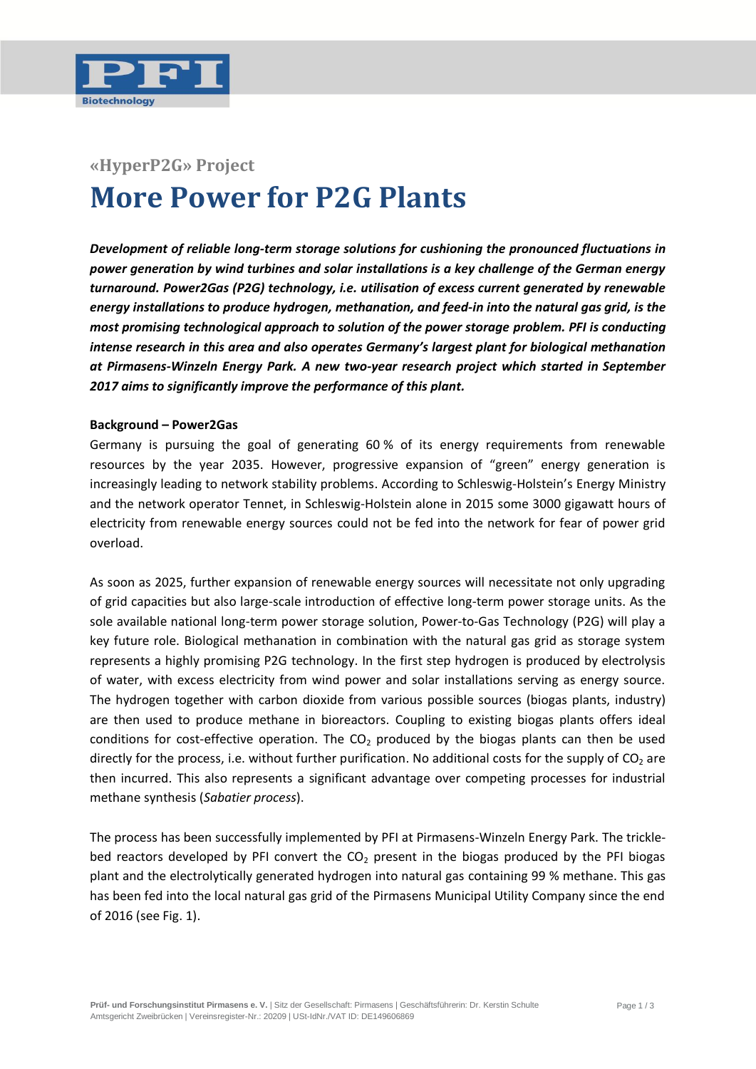«HyperP2G» Project

# More Power for P2G Plants

***Development of reliable long-term storage solutions for cushioning the pronounced fluctuations in power generation by wind turbines and solar installations is a key challenge of the German energy turnaround. Power2Gas (P2G) technology, i.e. utilisation of excess current generated by renewable energy installations to produce hydrogen, methanation, and feed-in into the natural gas grid, is the most promising technological approach to solution of the power storage problem. PFI is conducting intense research in this area and also operates Germany's largest plant for biological methanation at Pirmasens-Winzeln Energy Park. A new two-year research project which started in September 2017 aims to significantly improve the performance of this plant.***

**Background – Power2Gas**

Germany is pursuing the goal of generating 60 % of its energy requirements from renewable resources by the year 2035. However, progressive expansion of "green" energy generation is increasingly leading to network stability problems. According to Schleswig-Holstein's Energy Ministry and the network operator Tennet, in Schleswig-Holstein alone in 2015 some 3000 gigawatt hours of electricity from renewable energy sources could not be fed into the network for fear of power grid overload.

As soon as 2025, further expansion of renewable energy sources will necessitate not only upgrading of grid capacities but also large-scale introduction of effective long-term power storage units. As the sole available national long-term power storage solution, Power-to-Gas Technology (P2G) will play a key future role. Biological methanation in combination with the natural gas grid as storage system represents a highly promising P2G technology. In the first step hydrogen is produced by electrolysis of water, with excess electricity from wind power and solar installations serving as energy source. The hydrogen together with carbon dioxide from various possible sources (biogas plants, industry) are then used to produce methane in bioreactors. Coupling to existing biogas plants offers ideal conditions for cost-effective operation. The $CO_2$ produced by the biogas plants can then be used directly for the process, i.e. without further purification. No additional costs for the supply of $CO_2$ are then incurred. This also represents a significant advantage over competing processes for industrial methane synthesis (*Sabatier process*).

The process has been successfully implemented by PFI at Pirmasens-Winzeln Energy Park. The trickle-bed reactors developed by PFI convert the $CO_2$ present in the biogas produced by the PFI biogas plant and the electrolytically generated hydrogen into natural gas containing 99 % methane. This gas has been fed into the local natural gas grid of the Pirmasens Municipal Utility Company since the end of 2016 (see Fig. 1).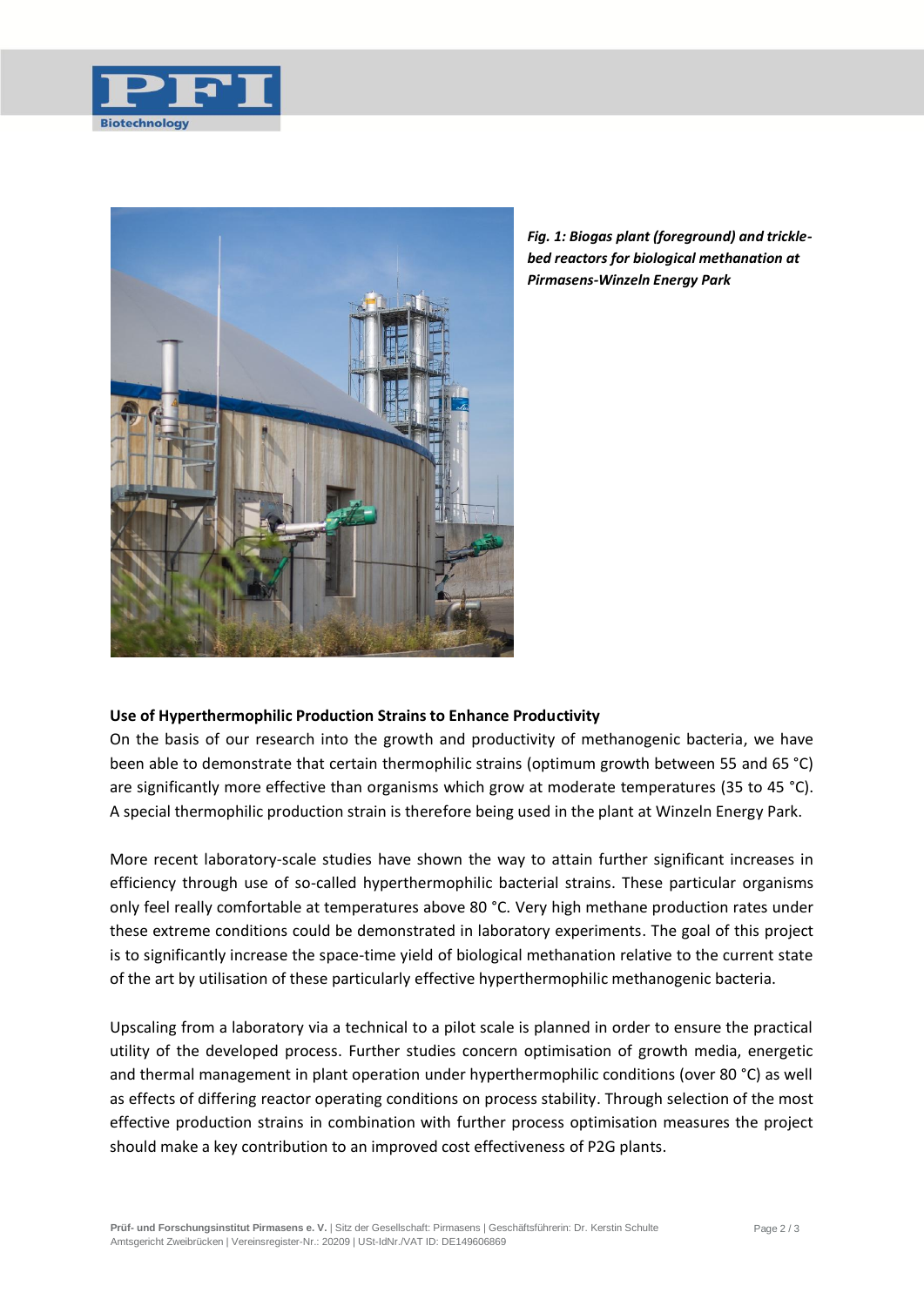*Fig. 1: Biogas plant (foreground) and trickle-bed reactors for biological methanation at Pirmasens-Winzeln Energy Park*

**Use of Hyperthermophilic Production Strains to Enhance Productivity**

On the basis of our research into the growth and productivity of methanogenic bacteria, we have been able to demonstrate that certain thermophilic strains (optimum growth between 55 and 65 °C) are significantly more effective than organisms which grow at moderate temperatures (35 to 45 °C). A special thermophilic production strain is therefore being used in the plant at Winzeln Energy Park.

More recent laboratory-scale studies have shown the way to attain further significant increases in efficiency through use of so-called hyperthermophilic bacterial strains. These particular organisms only feel really comfortable at temperatures above 80 °C. Very high methane production rates under these extreme conditions could be demonstrated in laboratory experiments. The goal of this project is to significantly increase the space-time yield of biological methanation relative to the current state of the art by utilisation of these particularly effective hyperthermophilic methanogenic bacteria.

Upscaling from a laboratory via a technical to a pilot scale is planned in order to ensure the practical utility of the developed process. Further studies concern optimisation of growth media, energetic and thermal management in plant operation under hyperthermophilic conditions (over 80 °C) as well as effects of differing reactor operating conditions on process stability. Through selection of the most effective production strains in combination with further process optimisation measures the project should make a key contribution to an improved cost effectiveness of P2G plants.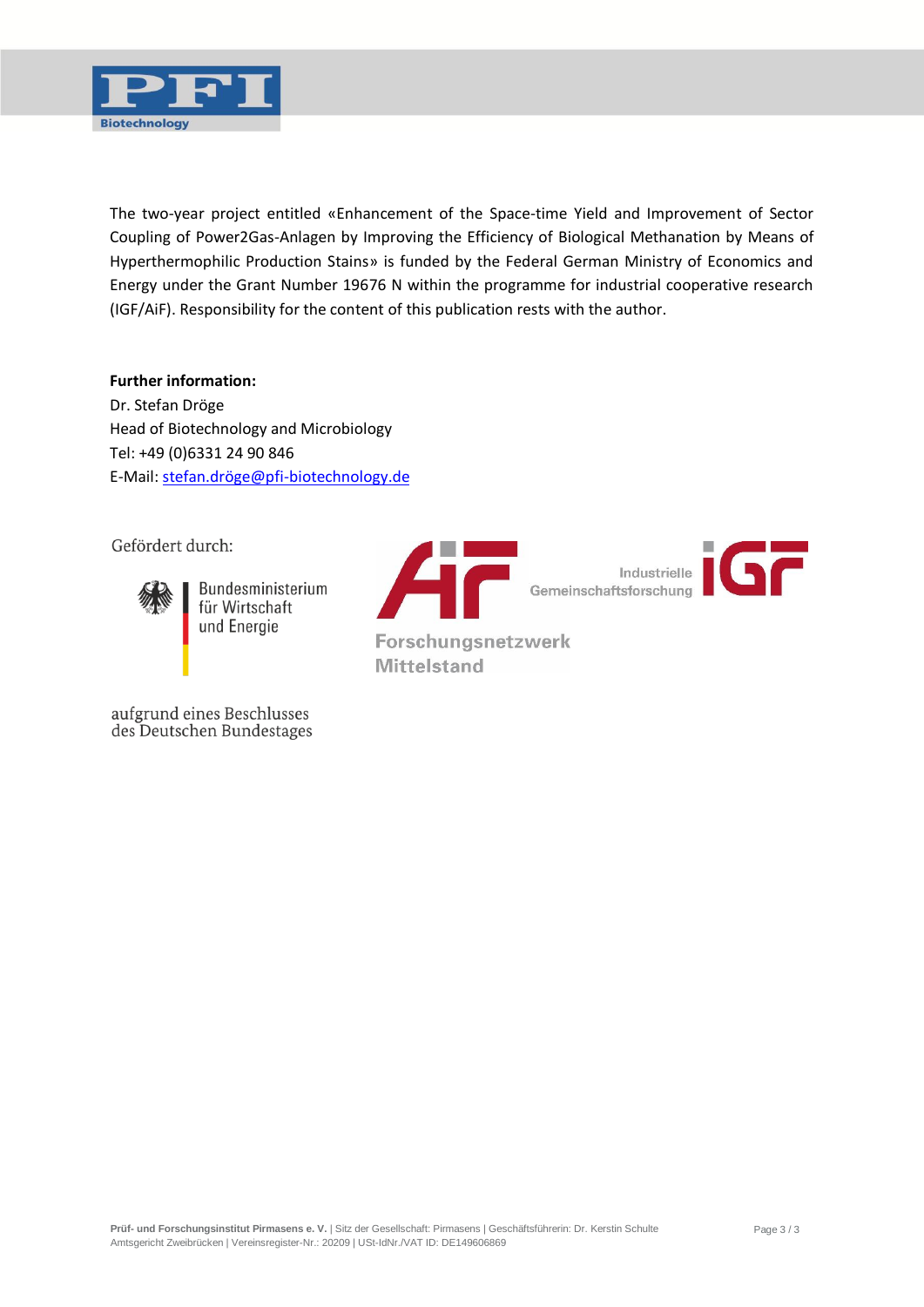The two-year project entitled «Enhancement of the Space-time Yield and Improvement of Sector Coupling of Power2Gas-Anlagen by Improving the Efficiency of Biological Methanation by Means of Hyperthermophilic Production Stains» is funded by the Federal German Ministry of Economics and Energy under the Grant Number 19676 N within the programme for industrial cooperative research (IGF/AiF). Responsibility for the content of this publication rests with the author.

**Further information:**
Dr. Stefan Dröge
Head of Biotechnology and Microbiology
Tel: +49 (0)6331 24 90 846
E-Mail: stefan.dröge@pfi-biotechnology.de

Gefördert durch:

Bundesministerium für Wirtschaft und Energie

aufgrund eines Beschlusses des Deutschen Bundestages

AiF Forschungsnetzwerk Mittelstand

Industrielle Gemeinschaftsforschung IGF

Prüf- und Forschungsinstitut Pirmasens e. V. | Sitz der Gesellschaft: Pirmasens | Geschäftsführerin: Dr. Kerstin Schulte
Amtsgericht Zweibrücken | Vereinsregister-Nr.: 20209 | USt-IdNr./VAT ID: DE149606869